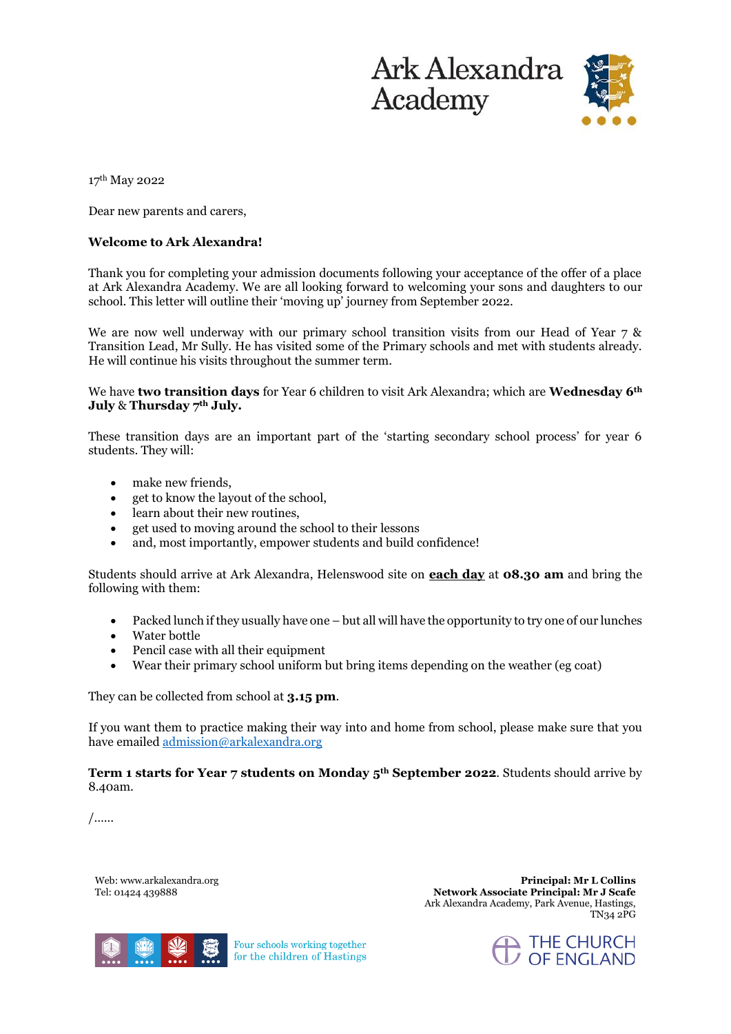Ark Alexandra Academy

17th May 2022

Dear new parents and carers,

**Welcome to Ark Alexandra!**

Thank you for completing your admission documents following your acceptance of the offer of a place at Ark Alexandra Academy. We are all looking forward to welcoming your sons and daughters to our school. This letter will outline their 'moving up' journey from September 2022.

We are now well underway with our primary school transition visits from our Head of Year 7 & Transition Lead, Mr Sully. He has visited some of the Primary schools and met with students already. He will continue his visits throughout the summer term.

We have **two transition days** for Year 6 children to visit Ark Alexandra; which are **Wednesday 6th July** & **Thursday 7th July.**

These transition days are an important part of the 'starting secondary school process' for year 6 students. They will:

- make new friends,
- get to know the layout of the school,
- learn about their new routines,
- get used to moving around the school to their lessons
- and, most importantly, empower students and build confidence!

Students should arrive at Ark Alexandra, Helenswood site on **each day** at **08.30 am** and bring the following with them:

- Packed lunch if they usually have one – but all will have the opportunity to try one of our lunches
- Water bottle
- Pencil case with all their equipment
- Wear their primary school uniform but bring items depending on the weather (eg coat)

They can be collected from school at **3.15 pm**.

If you want them to practice making their way into and home from school, please make sure that you have emailed admission@arkalexandra.org

**Term 1 starts for Year 7 students on Monday 5th September 2022**. Students should arrive by 8.40am.

/......

Web: www.arkalexandra.org
Tel: 01424 439888

**Principal: Mr L Collins**
**Network Associate Principal: Mr J Scafe**
Ark Alexandra Academy, Park Avenue, Hastings, TN34 2PG

Four schools working together for the children of Hastings

THE CHURCH OF ENGLAND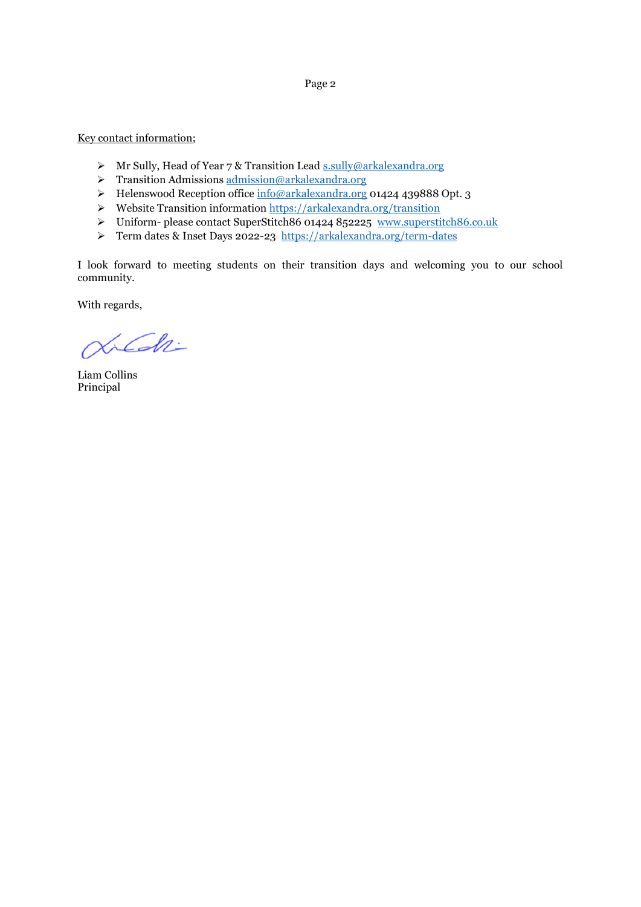Key contact information;

- Mr Sully, Head of Year 7 & Transition Lead s.sully@arkalexandra.org
- Transition Admissions admission@arkalexandra.org
- Helenswood Reception office info@arkalexandra.org 01424 439888 Opt. 3
- Website Transition information https://arkalexandra.org/transition
- Uniform- please contact SuperStitch86 01424 852225 www.superstitch86.co.uk
- Term dates & Inset Days 2022-23 https://arkalexandra.org/term-dates

I look forward to meeting students on their transition days and welcoming you to our school community.

With regards,

Liam Collins
Principal